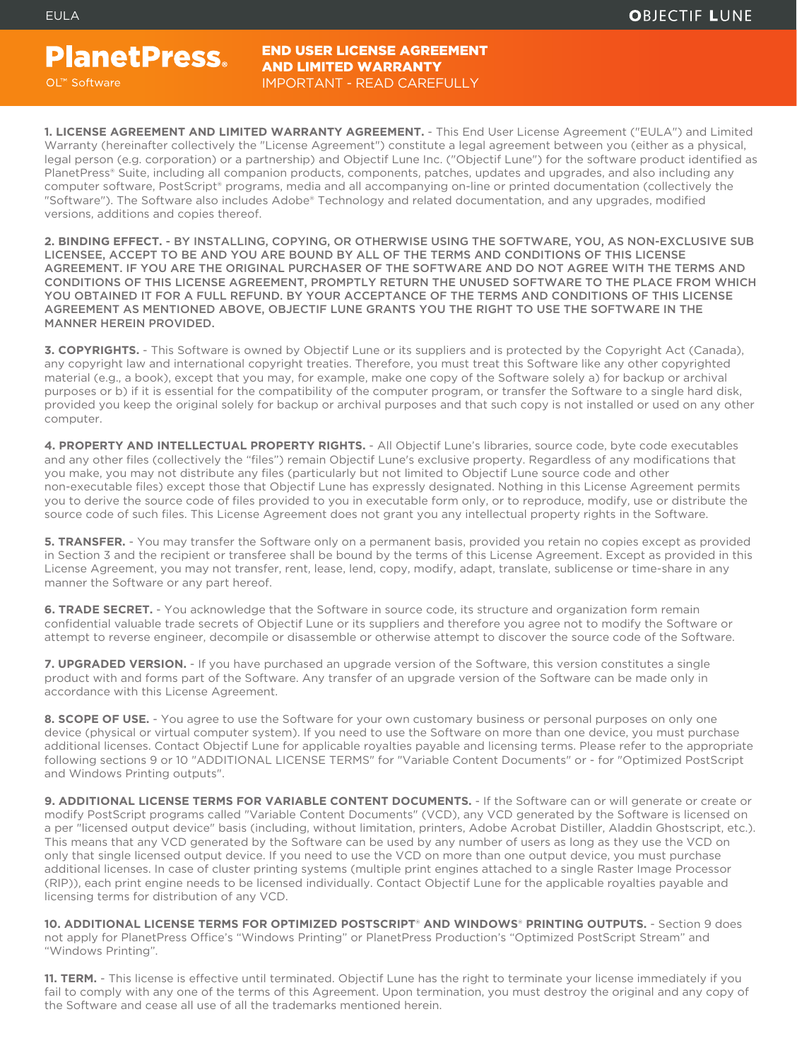# PlanetPress®

OL™ Software

## END USER LICENSE AGREEMENT AND LIMITED WARRANTY

IMPORTANT - READ CAREFULLY

**1. LICENSE AGREEMENT AND LIMITED WARRANTY AGREEMENT.** - This End User License Agreement ("EULA") and Limited Warranty (hereinafter collectively the "License Agreement") constitute a legal agreement between you (either as a physical, legal person (e.g. corporation) or a partnership) and Objectif Lune Inc. ("Objectif Lune") for the software product identified as PlanetPress® Suite, including all companion products, components, patches, updates and upgrades, and also including any computer software, PostScript® programs, media and all accompanying on-line or printed documentation (collectively the "Software"). The Software also includes Adobe® Technology and related documentation, and any upgrades, modified versions, additions and copies thereof.

**2. BINDING EFFECT. - BY INSTALLING, COPYING, OR OTHERWISE USING THE SOFTWARE, YOU, AS NON-EXCLUSIVE SUB LICENSEE, ACCEPT TO BE AND YOU ARE BOUND BY ALL OF THE TERMS AND CONDITIONS OF THIS LICENSE AGREEMENT. IF YOU ARE THE ORIGINAL PURCHASER OF THE SOFTWARE AND DO NOT AGREE WITH THE TERMS AND CONDITIONS OF THIS LICENSE AGREEMENT, PROMPTLY RETURN THE UNUSED SOFTWARE TO THE PLACE FROM WHICH YOU OBTAINED IT FOR A FULL REFUND. BY YOUR ACCEPTANCE OF THE TERMS AND CONDITIONS OF THIS LICENSE AGREEMENT AS MENTIONED ABOVE, OBJECTIF LUNE GRANTS YOU THE RIGHT TO USE THE SOFTWARE IN THE MANNER HEREIN PROVIDED.**

**3. COPYRIGHTS.** - This Software is owned by Objectif Lune or its suppliers and is protected by the Copyright Act (Canada), any copyright law and international copyright treaties. Therefore, you must treat this Software like any other copyrighted material (e.g., a book), except that you may, for example, make one copy of the Software solely a) for backup or archival purposes or b) if it is essential for the compatibility of the computer program, or transfer the Software to a single hard disk, provided you keep the original solely for backup or archival purposes and that such copy is not installed or used on any other computer.

**4. PROPERTY AND INTELLECTUAL PROPERTY RIGHTS.** - All Objectif Lune's libraries, source code, byte code executables and any other files (collectively the "files") remain Objectif Lune's exclusive property. Regardless of any modifications that you make, you may not distribute any files (particularly but not limited to Objectif Lune source code and other non-executable files) except those that Objectif Lune has expressly designated. Nothing in this License Agreement permits you to derive the source code of files provided to you in executable form only, or to reproduce, modify, use or distribute the source code of such files. This License Agreement does not grant you any intellectual property rights in the Software.

**5. TRANSFER.** - You may transfer the Software only on a permanent basis, provided you retain no copies except as provided in Section 3 and the recipient or transferee shall be bound by the terms of this License Agreement. Except as provided in this License Agreement, you may not transfer, rent, lease, lend, copy, modify, adapt, translate, sublicense or time-share in any manner the Software or any part hereof.

**6. TRADE SECRET.** - You acknowledge that the Software in source code, its structure and organization form remain confidential valuable trade secrets of Objectif Lune or its suppliers and therefore you agree not to modify the Software or attempt to reverse engineer, decompile or disassemble or otherwise attempt to discover the source code of the Software.

**7. UPGRADED VERSION.** - If you have purchased an upgrade version of the Software, this version constitutes a single product with and forms part of the Software. Any transfer of an upgrade version of the Software can be made only in accordance with this License Agreement.

**8. SCOPE OF USE.** - You agree to use the Software for your own customary business or personal purposes on only one device (physical or virtual computer system). If you need to use the Software on more than one device, you must purchase additional licenses. Contact Objectif Lune for applicable royalties payable and licensing terms. Please refer to the appropriate following sections 9 or 10 "ADDITIONAL LICENSE TERMS" for "Variable Content Documents" or - for "Optimized PostScript and Windows Printing outputs".

**9. ADDITIONAL LICENSE TERMS FOR VARIABLE CONTENT DOCUMENTS.** - If the Software can or will generate or create or modify PostScript programs called "Variable Content Documents" (VCD), any VCD generated by the Software is licensed on a per "licensed output device" basis (including, without limitation, printers, Adobe Acrobat Distiller, Aladdin Ghostscript, etc.). This means that any VCD generated by the Software can be used by any number of users as long as they use the VCD on only that single licensed output device. If you need to use the VCD on more than one output device, you must purchase additional licenses. In case of cluster printing systems (multiple print engines attached to a single Raster Image Processor (RIP)), each print engine needs to be licensed individually. Contact Objectif Lune for the applicable royalties payable and licensing terms for distribution of any VCD.

**10. ADDITIONAL LICENSE TERMS FOR OPTIMIZED POSTSCRIPT® AND WINDOWS® PRINTING OUTPUTS.** - Section 9 does not apply for PlanetPress Office's "Windows Printing" or PlanetPress Production's "Optimized PostScript Stream" and "Windows Printing".

**11. TERM.** - This license is effective until terminated. Objectif Lune has the right to terminate your license immediately if you fail to comply with any one of the terms of this Agreement. Upon termination, you must destroy the original and any copy of the Software and cease all use of all the trademarks mentioned herein.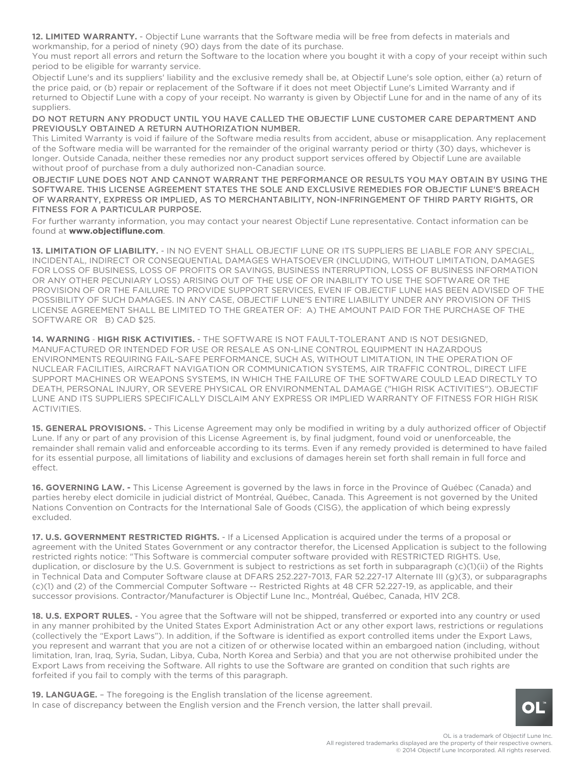**12. LIMITED WARRANTY.** - Objectif Lune warrants that the Software media will be free from defects in materials and workmanship, for a period of ninety (90) days from the date of its purchase.

You must report all errors and return the Software to the location where you bought it with a copy of your receipt within such period to be eligible for warranty service.

Objectif Lune's and its suppliers' liability and the exclusive remedy shall be, at Objectif Lune's sole option, either (a) return of the price paid, or (b) repair or replacement of the Software if it does not meet Objectif Lune's Limited Warranty and if returned to Objectif Lune with a copy of your receipt. No warranty is given by Objectif Lune for and in the name of any of its suppliers.

**DO NOT RETURN ANY PRODUCT UNTIL YOU HAVE CALLED THE OBJECTIF LUNE CUSTOMER CARE DEPARTMENT AND PREVIOUSLY OBTAINED A RETURN AUTHORIZATION NUMBER.**

This Limited Warranty is void if failure of the Software media results from accident, abuse or misapplication. Any replacement of the Software media will be warranted for the remainder of the original warranty period or thirty (30) days, whichever is longer. Outside Canada, neither these remedies nor any product support services offered by Objectif Lune are available without proof of purchase from a duly authorized non-Canadian source.

**OBJECTIF LUNE DOES NOT AND CANNOT WARRANT THE PERFORMANCE OR RESULTS YOU MAY OBTAIN BY USING THE SOFTWARE. THIS LICENSE AGREEMENT STATES THE SOLE AND EXCLUSIVE REMEDIES FOR OBJECTIF LUNE'S BREACH OF WARRANTY, EXPRESS OR IMPLIED, AS TO MERCHANTABILITY, NON-INFRINGEMENT OF THIRD PARTY RIGHTS, OR FITNESS FOR A PARTICULAR PURPOSE.**

For further warranty information, you may contact your nearest Objectif Lune representative. Contact information can be found at **www.objectiflune.com**.

**13. LIMITATION OF LIABILITY.** - IN NO EVENT SHALL OBJECTIF LUNE OR ITS SUPPLIERS BE LIABLE FOR ANY SPECIAL, INCIDENTAL, INDIRECT OR CONSEQUENTIAL DAMAGES WHATSOEVER (INCLUDING, WITHOUT LIMITATION, DAMAGES FOR LOSS OF BUSINESS, LOSS OF PROFITS OR SAVINGS, BUSINESS INTERRUPTION, LOSS OF BUSINESS INFORMATION OR ANY OTHER PECUNIARY LOSS) ARISING OUT OF THE USE OF OR INABILITY TO USE THE SOFTWARE OR THE PROVISION OF OR THE FAILURE TO PROVIDE SUPPORT SERVICES, EVEN IF OBJECTIF LUNE HAS BEEN ADVISED OF THE POSSIBILITY OF SUCH DAMAGES. IN ANY CASE, OBJECTIF LUNE'S ENTIRE LIABILITY UNDER ANY PROVISION OF THIS LICENSE AGREEMENT SHALL BE LIMITED TO THE GREATER OF: A) THE AMOUNT PAID FOR THE PURCHASE OF THE SOFTWARE OR B) CAD $25.

**14. WARNING** - **HIGH RISK ACTIVITIES.** - THE SOFTWARE IS NOT FAULT-TOLERANT AND IS NOT DESIGNED, MANUFACTURED OR INTENDED FOR USE OR RESALE AS ON-LINE CONTROL EQUIPMENT IN HAZARDOUS ENVIRONMENTS REQUIRING FAIL-SAFE PERFORMANCE, SUCH AS, WITHOUT LIMITATION, IN THE OPERATION OF NUCLEAR FACILITIES, AIRCRAFT NAVIGATION OR COMMUNICATION SYSTEMS, AIR TRAFFIC CONTROL, DIRECT LIFE SUPPORT MACHINES OR WEAPONS SYSTEMS, IN WHICH THE FAILURE OF THE SOFTWARE COULD LEAD DIRECTLY TO DEATH, PERSONAL INJURY, OR SEVERE PHYSICAL OR ENVIRONMENTAL DAMAGE ("HIGH RISK ACTIVITIES"). OBJECTIF LUNE AND ITS SUPPLIERS SPECIFICALLY DISCLAIM ANY EXPRESS OR IMPLIED WARRANTY OF FITNESS FOR HIGH RISK ACTIVITIES.

**15. GENERAL PROVISIONS.** - This License Agreement may only be modified in writing by a duly authorized officer of Objectif Lune. If any or part of any provision of this License Agreement is, by final judgment, found void or unenforceable, the remainder shall remain valid and enforceable according to its terms. Even if any remedy provided is determined to have failed for its essential purpose, all limitations of liability and exclusions of damages herein set forth shall remain in full force and effect.

**16. GOVERNING LAW. -** This License Agreement is governed by the laws in force in the Province of Québec (Canada) and parties hereby elect domicile in judicial district of Montréal, Québec, Canada. This Agreement is not governed by the United Nations Convention on Contracts for the International Sale of Goods (CISG), the application of which being expressly excluded.

**17. U.S. GOVERNMENT RESTRICTED RIGHTS.** - If a Licensed Application is acquired under the terms of a proposal or agreement with the United States Government or any contractor therefor, the Licensed Application is subject to the following restricted rights notice: "This Software is commercial computer software provided with RESTRICTED RIGHTS. Use, duplication, or disclosure by the U.S. Government is subject to restrictions as set forth in subparagraph (c)(1)(ii) of the Rights in Technical Data and Computer Software clause at DFARS 252.227-7013, FAR 52.227-17 Alternate III (g)(3), or subparagraphs (c)(1) and (2) of the Commercial Computer Software -- Restricted Rights at 48 CFR 52.227-19, as applicable, and their successor provisions. Contractor/Manufacturer is Objectif Lune Inc., Montréal, Québec, Canada, H1V 2C8.

**18. U.S. EXPORT RULES.** - You agree that the Software will not be shipped, transferred or exported into any country or used in any manner prohibited by the United States Export Administration Act or any other export laws, restrictions or regulations (collectively the "Export Laws"). In addition, if the Software is identified as export controlled items under the Export Laws, you represent and warrant that you are not a citizen of or otherwise located within an embargoed nation (including, without limitation, Iran, Iraq, Syria, Sudan, Libya, Cuba, North Korea and Serbia) and that you are not otherwise prohibited under the Export Laws from receiving the Software. All rights to use the Software are granted on condition that such rights are forfeited if you fail to comply with the terms of this paragraph.

**19. LANGUAGE.** – The foregoing is the English translation of the license agreement.
In case of discrepancy between the English version and the French version, the latter shall prevail.

OL is a trademark of Objectif Lune Inc.
All registered trademarks displayed are the property of their respective owners.
© 2014 Objectif Lune Incorporated. All rights reserved.